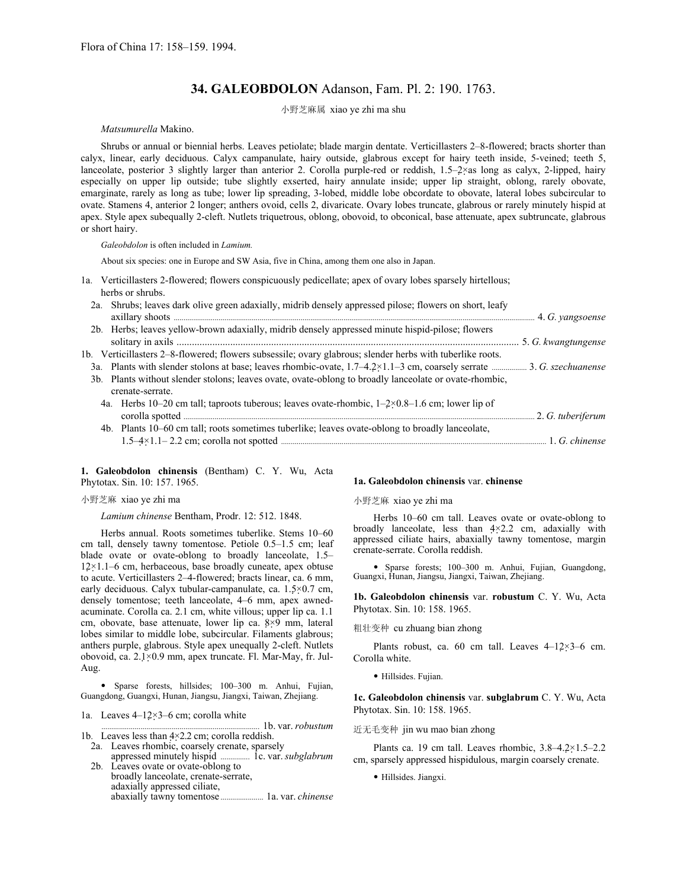Flora of China 17: 158–159. 1994.

# 34. GALEOBDOLON Adanson, Fam. Pl. 2: 190. 1763.

小野芝麻属 xiao ye zhi ma shu

*Matsumurella* Makino.

Shrubs or annual or biennial herbs. Leaves petiolate; blade margin dentate. Verticillasters 2–8-flowered; bracts shorter than calyx, linear, early deciduous. Calyx campanulate, hairy outside, glabrous except for hairy teeth inside, 5-veined; teeth 5, lanceolate, posterior 3 slightly larger than anterior 2. Corolla purple-red or reddish, 1.5–2× as long as calyx, 2-lipped, hairy especially on upper lip outside; tube slightly exserted, hairy annulate inside; upper lip straight, oblong, rarely obovate, emarginate, rarely as long as tube; lower lip spreading, 3-lobed, middle lobe obcordate to obovate, lateral lobes subcircular to ovate. Stamens 4, anterior 2 longer; anthers ovoid, cells 2, divaricate. Ovary lobes truncate, glabrous or rarely minutely hispid at apex. Style apex subequally 2-cleft. Nutlets triquetrous, oblong, obovoid, to obconical, base attenuate, apex subtruncate, glabrous or short hairy.

*Galeobdolon* is often included in *Lamium*.

About six species: one in Europe and SW Asia, five in China, among them one also in Japan.

1a. Verticillasters 2-flowered; flowers conspicuously pedicellate; apex of ovary lobes sparsely hirtellous; herbs or shrubs.
- 2a. Shrubs; leaves dark olive green adaxially, midrib densely appressed pilose; flowers on short, leafy axillary shoots ..... 4. *G. yangsoense*
- 2b. Herbs; leaves yellow-brown adaxially, midrib densely appressed minute hispid-pilose; flowers solitary in axils ..... 5. *G. kwangtungense*

1b. Verticillasters 2–8-flowered; flowers subsessile; ovary glabrous; slender herbs with tuberlike roots.
- 3a. Plants with slender stolons at base; leaves rhombic-ovate, 1.7–4.2×1.1–3 cm, coarsely serrate ..... 3. *G. szechuanense*
- 3b. Plants without slender stolons; leaves ovate, ovate-oblong to broadly lanceolate or ovate-rhombic, crenate-serrate.
  - 4a. Herbs 10–20 cm tall; taproots tuberous; leaves ovate-rhombic, 1–2×0.8–1.6 cm; lower lip of corolla spotted ..... 2. *G. tuberiferum*
  - 4b. Plants 10–60 cm tall; roots sometimes tuberlike; leaves ovate-oblong to broadly lanceolate, 1.5–4×1.1– 2.2 cm; corolla not spotted ..... 1. *G. chinense*

**1. Galeobdolon chinensis** (Bentham) C. Y. Wu, Acta Phytotax. Sin. 10: 157. 1965.

小野芝麻 xiao ye zhi ma

*Lamium chinense* Bentham, Prodr. 12: 512. 1848.

Herbs annual. Roots sometimes tuberlike. Stems 10–60 cm tall, densely tawny tomentose. Petiole 0.5–1.5 cm; leaf blade ovate or ovate-oblong to broadly lanceolate, 1.5–12×1.1–6 cm, herbaceous, base broadly cuneate, apex obtuse to acute. Verticillasters 2–4-flowered; bracts linear, ca. 6 mm, early deciduous. Calyx tubular-campanulate, ca. 1.5×0.7 cm, densely tomentose; teeth lanceolate, 4–6 mm, apex awned-acuminate. Corolla ca. 2.1 cm, white villous; upper lip ca. 1.1 cm, obovate, base attenuate, lower lip ca. 8×9 mm, lateral lobes similar to middle lobe, subcircular. Filaments glabrous; anthers purple, glabrous. Style apex unequally 2-cleft. Nutlets obovoid, ca. 2.1×0.9 mm, apex truncate. Fl. Mar-May, fr. Jul-Aug.

• Sparse forests, hillsides; 100–300 m. Anhui, Fujian, Guangdong, Guangxi, Hunan, Jiangsu, Jiangxi, Taiwan, Zhejiang.

1a. Leaves 4–12×3–6 cm; corolla white ..... 1b. var. *robustum*

1b. Leaves less than 4×2.2 cm; corolla reddish.
- 2a. Leaves rhombic, coarsely crenate, sparsely appressed minutely hispid ..... 1c. var. *subglabrum*
- 2b. Leaves ovate or ovate-oblong to broadly lanceolate, crenate-serrate, adaxially appressed ciliate, abaxially tawny tomentose ..... 1a. var. *chinense*

**1a. Galeobdolon chinensis** var. **chinense**

小野芝麻 xiao ye zhi ma

Herbs 10–60 cm tall. Leaves ovate or ovate-oblong to broadly lanceolate, less than 4×2.2 cm, adaxially with appressed ciliate hairs, abaxially tawny tomentose, margin crenate-serrate. Corolla reddish.

• Sparse forests; 100–300 m. Anhui, Fujian, Guangdong, Guangxi, Hunan, Jiangsu, Jiangxi, Taiwan, Zhejiang.

**1b. Galeobdolon chinensis** var. **robustum** C. Y. Wu, Acta Phytotax. Sin. 10: 158. 1965.

粗壮变种 cu zhuang bian zhong

Plants robust, ca. 60 cm tall. Leaves 4–12×3–6 cm. Corolla white.

• Hillsides. Fujian.

**1c. Galeobdolon chinensis** var. **subglabrum** C. Y. Wu, Acta Phytotax. Sin. 10: 158. 1965.

近无毛变种 jin wu mao bian zhong

Plants ca. 19 cm tall. Leaves rhombic, 3.8–4.2×1.5–2.2 cm, sparsely appressed hispidulous, margin coarsely crenate.

• Hillsides. Jiangxi.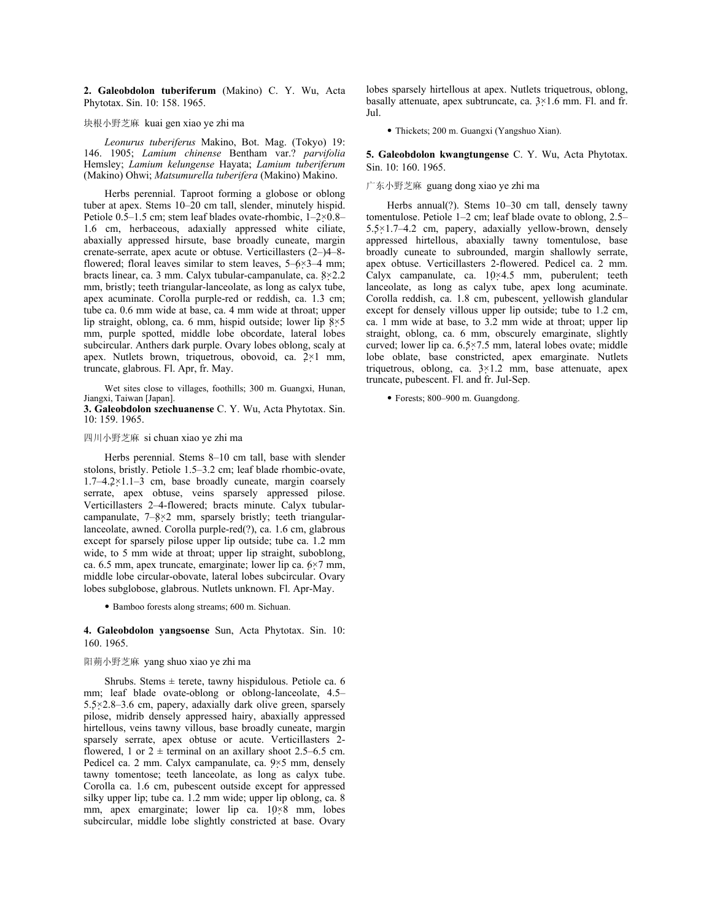**2. Galeobdolon tuberiferum** (Makino) C. Y. Wu, Acta Phytotax. Sin. 10: 158. 1965.

块根小野芝麻 kuai gen xiao ye zhi ma

*Leonurus tuberiferus* Makino, Bot. Mag. (Tokyo) 19: 146. 1905; *Lamium chinense* Bentham var.? *parvifolia* Hemsley; *Lamium kelungense* Hayata; *Lamium tuberiferum* (Makino) Ohwi; *Matsumurella tuberifera* (Makino) Makino.

Herbs perennial. Taproot forming a globose or oblong tuber at apex. Stems 10–20 cm tall, slender, minutely hispid. Petiole 0.5–1.5 cm; stem leaf blades ovate-rhombic, 1–2 × 0.8–1.6 cm, herbaceous, adaxially appressed white ciliate, abaxially appressed hirsute, base broadly cuneate, margin crenate-serrate, apex acute or obtuse. Verticillasters (2–)4–8-flowered; floral leaves similar to stem leaves, 5–6 × 3–4 mm; bracts linear, ca. 3 mm. Calyx tubular-campanulate, ca. 8 × 2.2 mm, bristly; teeth triangular-lanceolate, as long as calyx tube, apex acuminate. Corolla purple-red or reddish, ca. 1.3 cm; tube ca. 0.6 mm wide at base, ca. 4 mm wide at throat; upper lip straight, oblong, ca. 6 mm, hispid outside; lower lip 8 × 5 mm, purple spotted, middle lobe obcordate, lateral lobes subcircular. Anthers dark purple. Ovary lobes oblong, scaly at apex. Nutlets brown, triquetrous, obovoid, ca. 2 × 1 mm, truncate, glabrous. Fl. Apr, fr. May.

Wet sites close to villages, foothills; 300 m. Guangxi, Hunan, Jiangxi, Taiwan [Japan].

**3. Galeobdolon szechuanense** C. Y. Wu, Acta Phytotax. Sin. 10: 159. 1965.

四川小野芝麻 si chuan xiao ye zhi ma

Herbs perennial. Stems 8–10 cm tall, base with slender stolons, bristly. Petiole 1.5–3.2 cm; leaf blade rhombic-ovate, 1.7–4.2 × 1.1–3 cm, base broadly cuneate, margin coarsely serrate, apex obtuse, veins sparsely appressed pilose. Verticillasters 2–4-flowered; bracts minute. Calyx tubular-campanulate, 7–8 × 2 mm, sparsely bristly; teeth triangular-lanceolate, awned. Corolla purple-red(?), ca. 1.6 cm, glabrous except for sparsely pilose upper lip outside; tube ca. 1.2 mm wide, to 5 mm wide at throat; upper lip straight, suboblong, ca. 6.5 mm, apex truncate, emarginate; lower lip ca. 6 × 7 mm, middle lobe circular-obovate, lateral lobes subcircular. Ovary lobes subglobose, glabrous. Nutlets unknown. Fl. Apr-May.

- Bamboo forests along streams; 600 m. Sichuan.

**4. Galeobdolon yangsoense** Sun, Acta Phytotax. Sin. 10: 160. 1965.

阳朔小野芝麻 yang shuo xiao ye zhi ma

Shrubs. Stems ± terete, tawny hispidulous. Petiole ca. 6 mm; leaf blade ovate-oblong or oblong-lanceolate, 4.5–5.5 × 2.8–3.6 cm, papery, adaxially dark olive green, sparsely pilose, midrib densely appressed hairy, abaxially appressed hirtellous, veins tawny villous, base broadly cuneate, margin sparsely serrate, apex obtuse or acute. Verticillasters 2-flowered, 1 or 2 ± terminal on an axillary shoot 2.5–6.5 cm. Pedicel ca. 2 mm. Calyx campanulate, ca. 9 × 5 mm, densely tawny tomentose; teeth lanceolate, as long as calyx tube. Corolla ca. 1.6 cm, pubescent outside except for appressed silky upper lip; tube ca. 1.2 mm wide; upper lip oblong, ca. 8 mm, apex emarginate; lower lip ca. 10 × 8 mm, lobes subcircular, middle lobe slightly constricted at base. Ovary lobes sparsely hirtellous at apex. Nutlets triquetrous, oblong, basally attenuate, apex subtruncate, ca. 3 × 1.6 mm. Fl. and fr. Jul.

- Thickets; 200 m. Guangxi (Yangshuo Xian).

**5. Galeobdolon kwangtungense** C. Y. Wu, Acta Phytotax. Sin. 10: 160. 1965.

广东小野芝麻 guang dong xiao ye zhi ma

Herbs annual(?). Stems 10–30 cm tall, densely tawny tomentulose. Petiole 1–2 cm; leaf blade ovate to oblong, 2.5–5.5 × 1.7–4.2 cm, papery, adaxially yellow-brown, densely appressed hirtellous, abaxially tawny tomentulose, base broadly cuneate to subrounded, margin shallowly serrate, apex obtuse. Verticillasters 2-flowered. Pedicel ca. 2 mm. Calyx campanulate, ca. 10 × 4.5 mm, puberulent; teeth lanceolate, as long as calyx tube, apex long acuminate. Corolla reddish, ca. 1.8 cm, pubescent, yellowish glandular except for densely villous upper lip outside; tube to 1.2 cm, ca. 1 mm wide at base, to 3.2 mm wide at throat; upper lip straight, oblong, ca. 6 mm, obscurely emarginate, slightly curved; lower lip ca. 6.5 × 7.5 mm, lateral lobes ovate; middle lobe oblate, base constricted, apex emarginate. Nutlets triquetrous, oblong, ca. 3 × 1.2 mm, base attenuate, apex truncate, pubescent. Fl. and fr. Jul-Sep.

- Forests; 800–900 m. Guangdong.